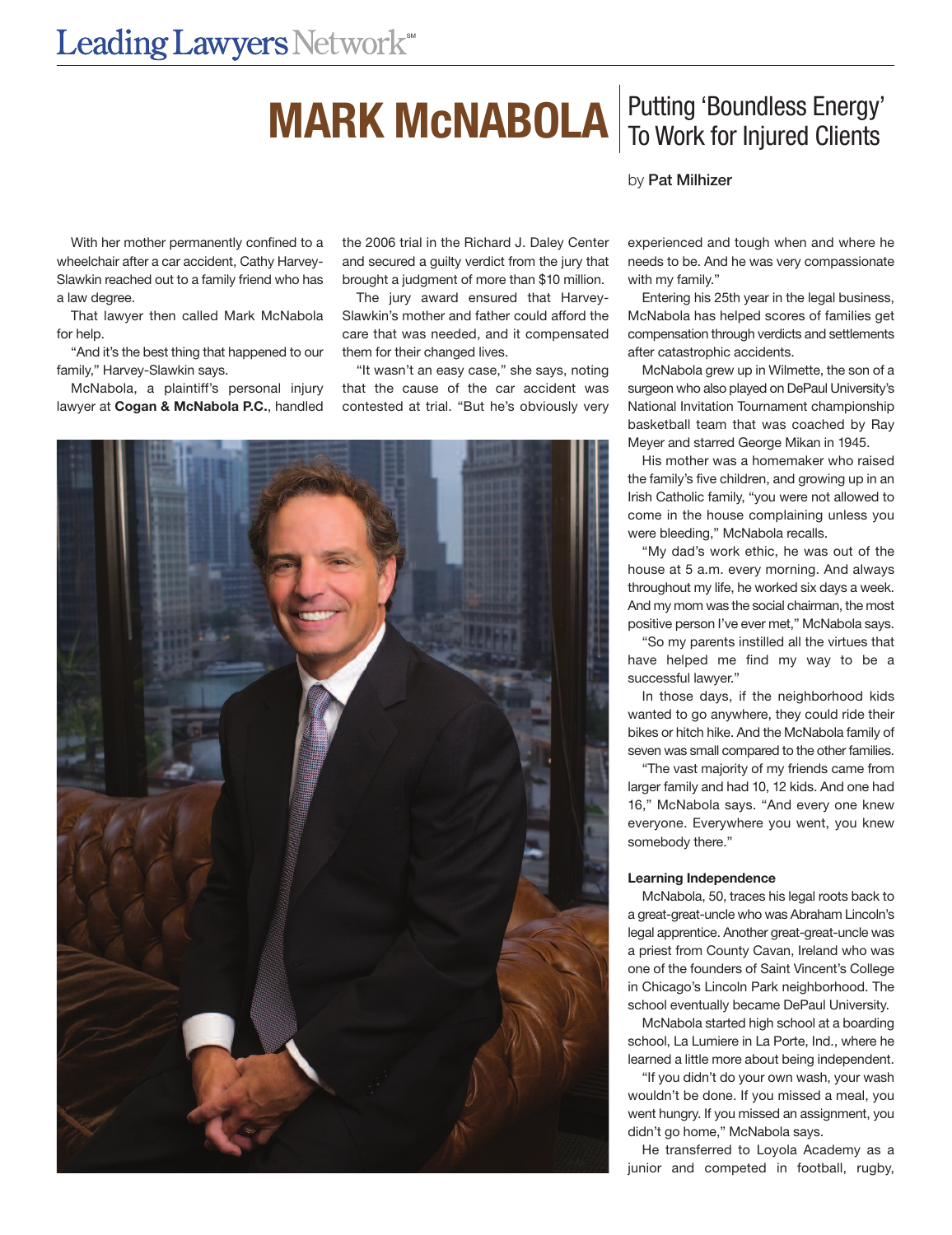# MARK McNABOLA

## Putting 'Boundless Energy' To Work for Injured Clients

by **Pat Milhizer**

With her mother permanently confined to a wheelchair after a car accident, Cathy Harvey-Slawkin reached out to a family friend who has a law degree.

That lawyer then called Mark McNabola for help.

"And it's the best thing that happened to our family," Harvey-Slawkin says.

McNabola, a plaintiff's personal injury lawyer at **Cogan & McNabola P.C.**, handled the 2006 trial in the Richard J. Daley Center and secured a guilty verdict from the jury that brought a judgment of more than $10 million.

The jury award ensured that Harvey-Slawkin's mother and father could afford the care that was needed, and it compensated them for their changed lives.

"It wasn't an easy case," she says, noting that the cause of the car accident was contested at trial. "But he's obviously very experienced and tough when and where he needs to be. And he was very compassionate with my family."

Entering his 25th year in the legal business, McNabola has helped scores of families get compensation through verdicts and settlements after catastrophic accidents.

McNabola grew up in Wilmette, the son of a surgeon who also played on DePaul University's National Invitation Tournament championship basketball team that was coached by Ray Meyer and starred George Mikan in 1945.

His mother was a homemaker who raised the family's five children, and growing up in an Irish Catholic family, "you were not allowed to come in the house complaining unless you were bleeding," McNabola recalls.

"My dad's work ethic, he was out of the house at 5 a.m. every morning. And always throughout my life, he worked six days a week. And my mom was the social chairman, the most positive person I've ever met," McNabola says.

"So my parents instilled all the virtues that have helped me find my way to be a successful lawyer."

In those days, if the neighborhood kids wanted to go anywhere, they could ride their bikes or hitch hike. And the McNabola family of seven was small compared to the other families.

"The vast majority of my friends came from larger family and had 10, 12 kids. And one had 16," McNabola says. "And every one knew everyone. Everywhere you went, you knew somebody there."

### Learning Independence

McNabola, 50, traces his legal roots back to a great-great-uncle who was Abraham Lincoln's legal apprentice. Another great-great-uncle was a priest from County Cavan, Ireland who was one of the founders of Saint Vincent's College in Chicago's Lincoln Park neighborhood. The school eventually became DePaul University.

McNabola started high school at a boarding school, La Lumiere in La Porte, Ind., where he learned a little more about being independent.

"If you didn't do your own wash, your wash wouldn't be done. If you missed a meal, you went hungry. If you missed an assignment, you didn't go home," McNabola says.

He transferred to Loyola Academy as a junior and competed in football, rugby,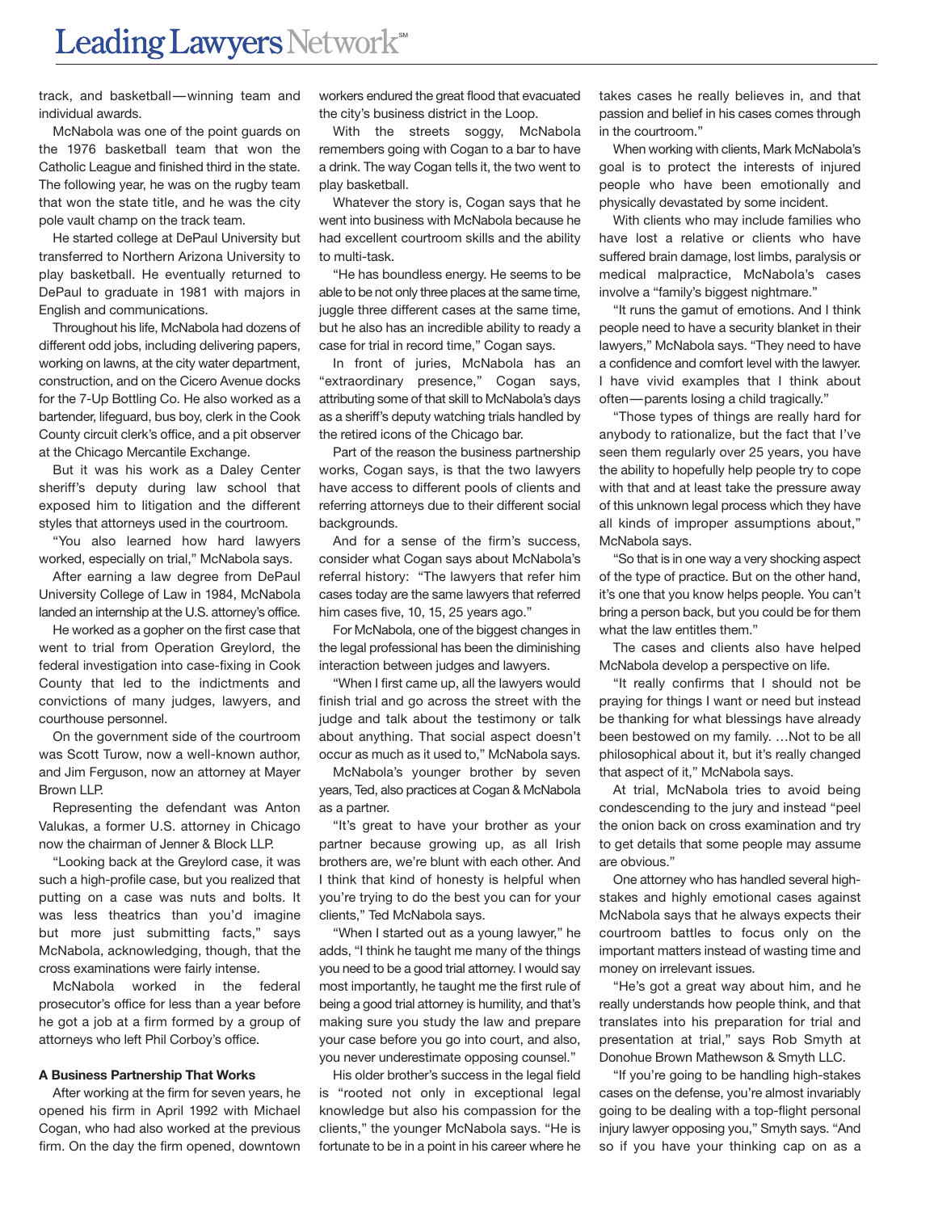track, and basketball—winning team and individual awards.

McNabola was one of the point guards on the 1976 basketball team that won the Catholic League and finished third in the state. The following year, he was on the rugby team that won the state title, and he was the city pole vault champ on the track team.

He started college at DePaul University but transferred to Northern Arizona University to play basketball. He eventually returned to DePaul to graduate in 1981 with majors in English and communications.

Throughout his life, McNabola had dozens of different odd jobs, including delivering papers, working on lawns, at the city water department, construction, and on the Cicero Avenue docks for the 7-Up Bottling Co. He also worked as a bartender, lifeguard, bus boy, clerk in the Cook County circuit clerk's office, and a pit observer at the Chicago Mercantile Exchange.

But it was his work as a Daley Center sheriff's deputy during law school that exposed him to litigation and the different styles that attorneys used in the courtroom.

"You also learned how hard lawyers worked, especially on trial," McNabola says.

After earning a law degree from DePaul University College of Law in 1984, McNabola landed an internship at the U.S. attorney's office.

He worked as a gopher on the first case that went to trial from Operation Greylord, the federal investigation into case-fixing in Cook County that led to the indictments and convictions of many judges, lawyers, and courthouse personnel.

On the government side of the courtroom was Scott Turow, now a well-known author, and Jim Ferguson, now an attorney at Mayer Brown LLP.

Representing the defendant was Anton Valukas, a former U.S. attorney in Chicago now the chairman of Jenner & Block LLP.

"Looking back at the Greylord case, it was such a high-profile case, but you realized that putting on a case was nuts and bolts. It was less theatrics than you'd imagine but more just submitting facts," says McNabola, acknowledging, though, that the cross examinations were fairly intense.

McNabola worked in the federal prosecutor's office for less than a year before he got a job at a firm formed by a group of attorneys who left Phil Corboy's office.

**A Business Partnership That Works**

After working at the firm for seven years, he opened his firm in April 1992 with Michael Cogan, who had also worked at the previous firm. On the day the firm opened, downtown workers endured the great flood that evacuated the city's business district in the Loop.

With the streets soggy, McNabola remembers going with Cogan to a bar to have a drink. The way Cogan tells it, the two went to play basketball.

Whatever the story is, Cogan says that he went into business with McNabola because he had excellent courtroom skills and the ability to multi-task.

"He has boundless energy. He seems to be able to be not only three places at the same time, juggle three different cases at the same time, but he also has an incredible ability to ready a case for trial in record time," Cogan says.

In front of juries, McNabola has an "extraordinary presence," Cogan says, attributing some of that skill to McNabola's days as a sheriff's deputy watching trials handled by the retired icons of the Chicago bar.

Part of the reason the business partnership works, Cogan says, is that the two lawyers have access to different pools of clients and referring attorneys due to their different social backgrounds.

And for a sense of the firm's success, consider what Cogan says about McNabola's referral history: "The lawyers that refer him cases today are the same lawyers that referred him cases five, 10, 15, 25 years ago."

For McNabola, one of the biggest changes in the legal professional has been the diminishing interaction between judges and lawyers.

"When I first came up, all the lawyers would finish trial and go across the street with the judge and talk about the testimony or talk about anything. That social aspect doesn't occur as much as it used to," McNabola says.

McNabola's younger brother by seven years, Ted, also practices at Cogan & McNabola as a partner.

"It's great to have your brother as your partner because growing up, as all Irish brothers are, we're blunt with each other. And I think that kind of honesty is helpful when you're trying to do the best you can for your clients," Ted McNabola says.

"When I started out as a young lawyer," he adds, "I think he taught me many of the things you need to be a good trial attorney. I would say most importantly, he taught me the first rule of being a good trial attorney is humility, and that's making sure you study the law and prepare your case before you go into court, and also, you never underestimate opposing counsel."

His older brother's success in the legal field is "rooted not only in exceptional legal knowledge but also his compassion for the clients," the younger McNabola says. "He is fortunate to be in a point in his career where he takes cases he really believes in, and that passion and belief in his cases comes through in the courtroom."

When working with clients, Mark McNabola's goal is to protect the interests of injured people who have been emotionally and physically devastated by some incident.

With clients who may include families who have lost a relative or clients who have suffered brain damage, lost limbs, paralysis or medical malpractice, McNabola's cases involve a "family's biggest nightmare."

"It runs the gamut of emotions. And I think people need to have a security blanket in their lawyers," McNabola says. "They need to have a confidence and comfort level with the lawyer. I have vivid examples that I think about often—parents losing a child tragically."

"Those types of things are really hard for anybody to rationalize, but the fact that I've seen them regularly over 25 years, you have the ability to hopefully help people try to cope with that and at least take the pressure away of this unknown legal process which they have all kinds of improper assumptions about," McNabola says.

"So that is in one way a very shocking aspect of the type of practice. But on the other hand, it's one that you know helps people. You can't bring a person back, but you could be for them what the law entitles them."

The cases and clients also have helped McNabola develop a perspective on life.

"It really confirms that I should not be praying for things I want or need but instead be thanking for what blessings have already been bestowed on my family. …Not to be all philosophical about it, but it's really changed that aspect of it," McNabola says.

At trial, McNabola tries to avoid being condescending to the jury and instead "peel the onion back on cross examination and try to get details that some people may assume are obvious."

One attorney who has handled several high-stakes and highly emotional cases against McNabola says that he always expects their courtroom battles to focus only on the important matters instead of wasting time and money on irrelevant issues.

"He's got a great way about him, and he really understands how people think, and that translates into his preparation for trial and presentation at trial," says Rob Smyth at Donohue Brown Mathewson & Smyth LLC.

"If you're going to be handling high-stakes cases on the defense, you're almost invariably going to be dealing with a top-flight personal injury lawyer opposing you," Smyth says. "And so if you have your thinking cap on as a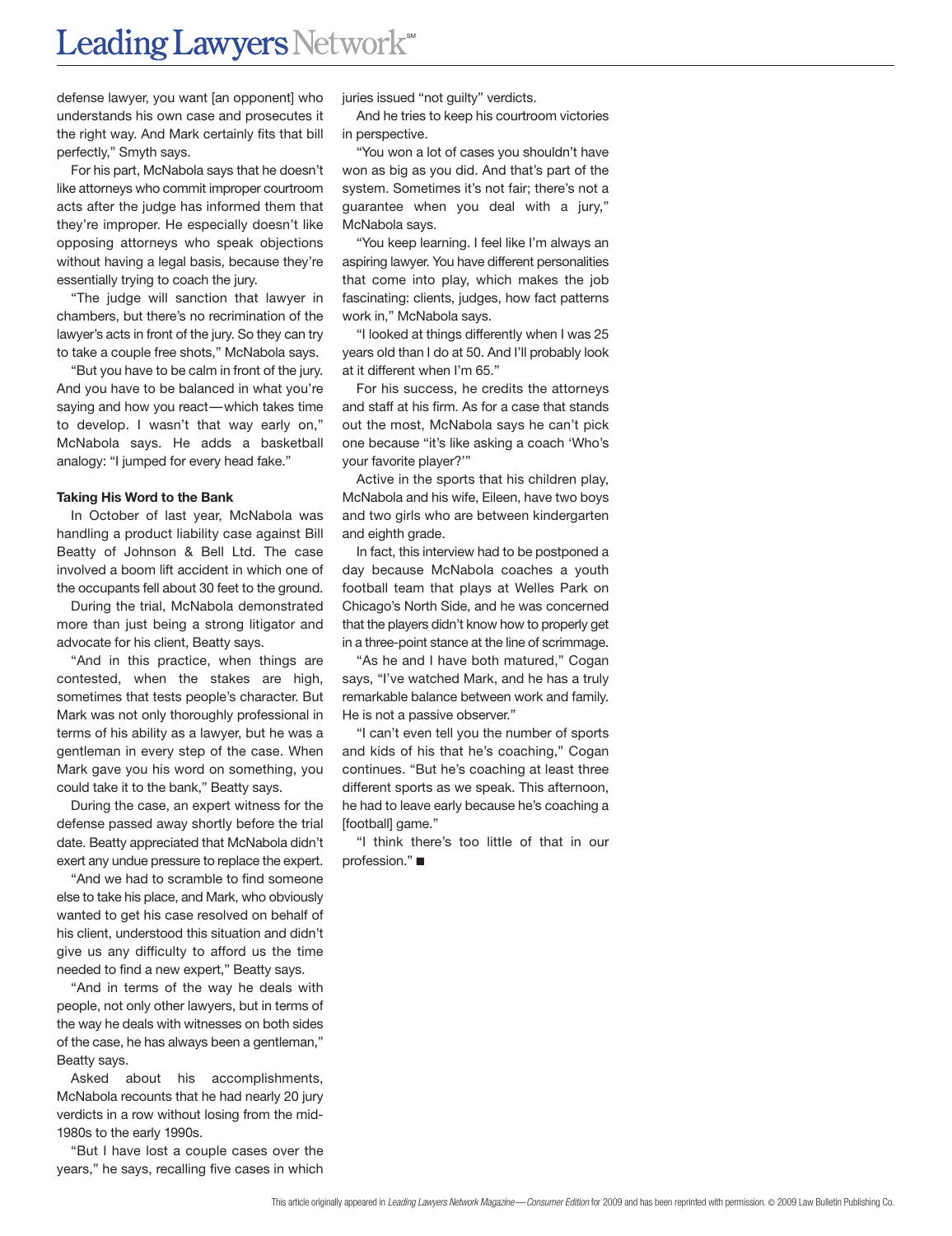defense lawyer, you want [an opponent] who understands his own case and prosecutes it the right way. And Mark certainly fits that bill perfectly," Smyth says.

For his part, McNabola says that he doesn't like attorneys who commit improper courtroom acts after the judge has informed them that they're improper. He especially doesn't like opposing attorneys who speak objections without having a legal basis, because they're essentially trying to coach the jury.

"The judge will sanction that lawyer in chambers, but there's no recrimination of the lawyer's acts in front of the jury. So they can try to take a couple free shots," McNabola says.

"But you have to be calm in front of the jury. And you have to be balanced in what you're saying and how you react—which takes time to develop. I wasn't that way early on," McNabola says. He adds a basketball analogy: "I jumped for every head fake."

#### Taking His Word to the Bank

In October of last year, McNabola was handling a product liability case against Bill Beatty of Johnson & Bell Ltd. The case involved a boom lift accident in which one of the occupants fell about 30 feet to the ground.

During the trial, McNabola demonstrated more than just being a strong litigator and advocate for his client, Beatty says.

"And in this practice, when things are contested, when the stakes are high, sometimes that tests people's character. But Mark was not only thoroughly professional in terms of his ability as a lawyer, but he was a gentleman in every step of the case. When Mark gave you his word on something, you could take it to the bank," Beatty says.

During the case, an expert witness for the defense passed away shortly before the trial date. Beatty appreciated that McNabola didn't exert any undue pressure to replace the expert.

"And we had to scramble to find someone else to take his place, and Mark, who obviously wanted to get his case resolved on behalf of his client, understood this situation and didn't give us any difficulty to afford us the time needed to find a new expert," Beatty says.

"And in terms of the way he deals with people, not only other lawyers, but in terms of the way he deals with witnesses on both sides of the case, he has always been a gentleman," Beatty says.

Asked about his accomplishments, McNabola recounts that he had nearly 20 jury verdicts in a row without losing from the mid-1980s to the early 1990s.

"But I have lost a couple cases over the years," he says, recalling five cases in which juries issued "not guilty" verdicts.

And he tries to keep his courtroom victories in perspective.

"You won a lot of cases you shouldn't have won as big as you did. And that's part of the system. Sometimes it's not fair; there's not a guarantee when you deal with a jury," McNabola says.

"You keep learning. I feel like I'm always an aspiring lawyer. You have different personalities that come into play, which makes the job fascinating: clients, judges, how fact patterns work in," McNabola says.

"I looked at things differently when I was 25 years old than I do at 50. And I'll probably look at it different when I'm 65."

For his success, he credits the attorneys and staff at his firm. As for a case that stands out the most, McNabola says he can't pick one because "it's like asking a coach 'Who's your favorite player?'"

Active in the sports that his children play, McNabola and his wife, Eileen, have two boys and two girls who are between kindergarten and eighth grade.

In fact, this interview had to be postponed a day because McNabola coaches a youth football team that plays at Welles Park on Chicago's North Side, and he was concerned that the players didn't know how to properly get in a three-point stance at the line of scrimmage.

"As he and I have both matured," Cogan says, "I've watched Mark, and he has a truly remarkable balance between work and family. He is not a passive observer."

"I can't even tell you the number of sports and kids of his that he's coaching," Cogan continues. "But he's coaching at least three different sports as we speak. This afternoon, he had to leave early because he's coaching a [football] game."

"I think there's too little of that in our profession." ■

This article originally appeared in *Leading Lawyers Network Magazine—Consumer Edition* for 2009 and has been reprinted with permission. © 2009 Law Bulletin Publishing Co.